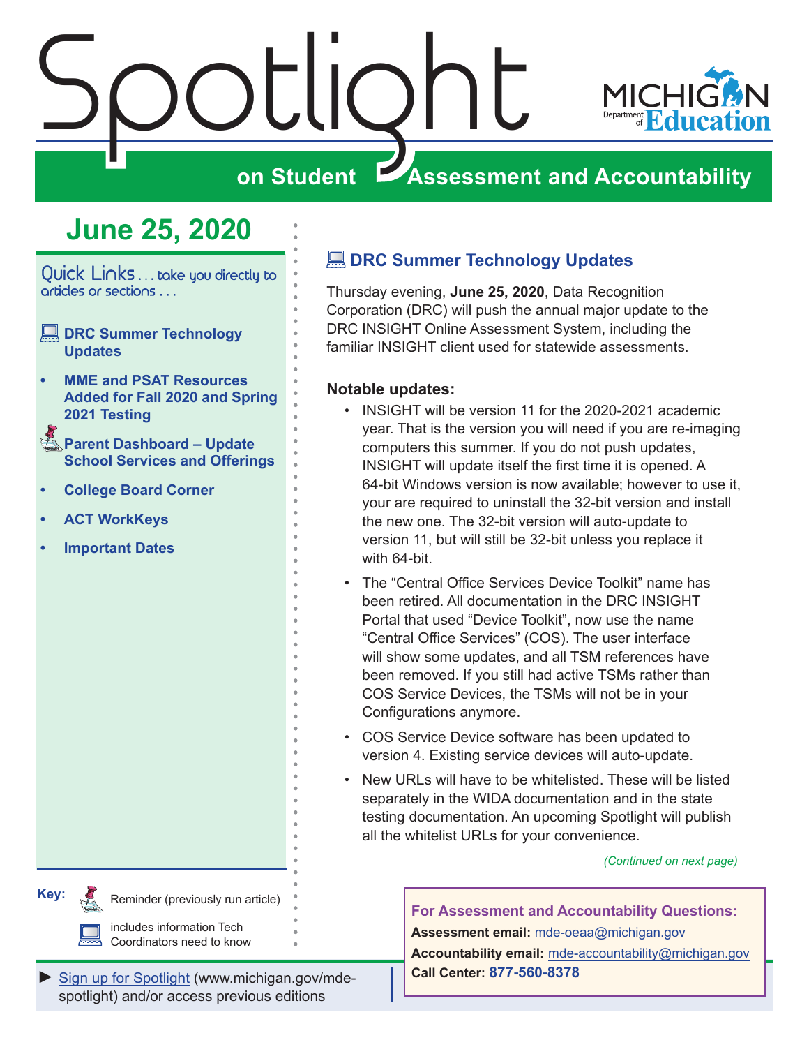# Spotlight on Student Assessment and Accountability

MICHIGAN Department of Education

## June 25, 2020

Quick Links . . . take you directly to articles or sections . . .

- **DRC Summer Technology Updates**
- **MME and PSAT Resources Added for Fall 2020 and Spring 2021 Testing**
- **Parent Dashboard – Update School Services and Offerings**
- **College Board Corner**
- **ACT WorkKeys**
- **Important Dates**

**Key:**
- Reminder (previously run article)
- includes information Tech Coordinators need to know

► Sign up for Spotlight (www.michigan.gov/mde-spotlight) and/or access previous editions

## DRC Summer Technology Updates

Thursday evening, **June 25, 2020**, Data Recognition Corporation (DRC) will push the annual major update to the DRC INSIGHT Online Assessment System, including the familiar INSIGHT client used for statewide assessments.

**Notable updates:**

- INSIGHT will be version 11 for the 2020-2021 academic year. That is the version you will need if you are re-imaging computers this summer. If you do not push updates, INSIGHT will update itself the first time it is opened. A 64-bit Windows version is now available; however to use it, your are required to uninstall the 32-bit version and install the new one. The 32-bit version will auto-update to version 11, but will still be 32-bit unless you replace it with 64-bit.
- The "Central Office Services Device Toolkit" name has been retired. All documentation in the DRC INSIGHT Portal that used "Device Toolkit", now use the name "Central Office Services" (COS). The user interface will show some updates, and all TSM references have been removed. If you still had active TSMs rather than COS Service Devices, the TSMs will not be in your Configurations anymore.
- COS Service Device software has been updated to version 4. Existing service devices will auto-update.
- New URLs will have to be whitelisted. These will be listed separately in the WIDA documentation and in the state testing documentation. An upcoming Spotlight will publish all the whitelist URLs for your convenience.

*(Continued on next page)*

**For Assessment and Accountability Questions:**
**Assessment email:** mde-oeaa@michigan.gov
**Accountability email:** mde-accountability@michigan.gov
**Call Center:** **877-560-8378**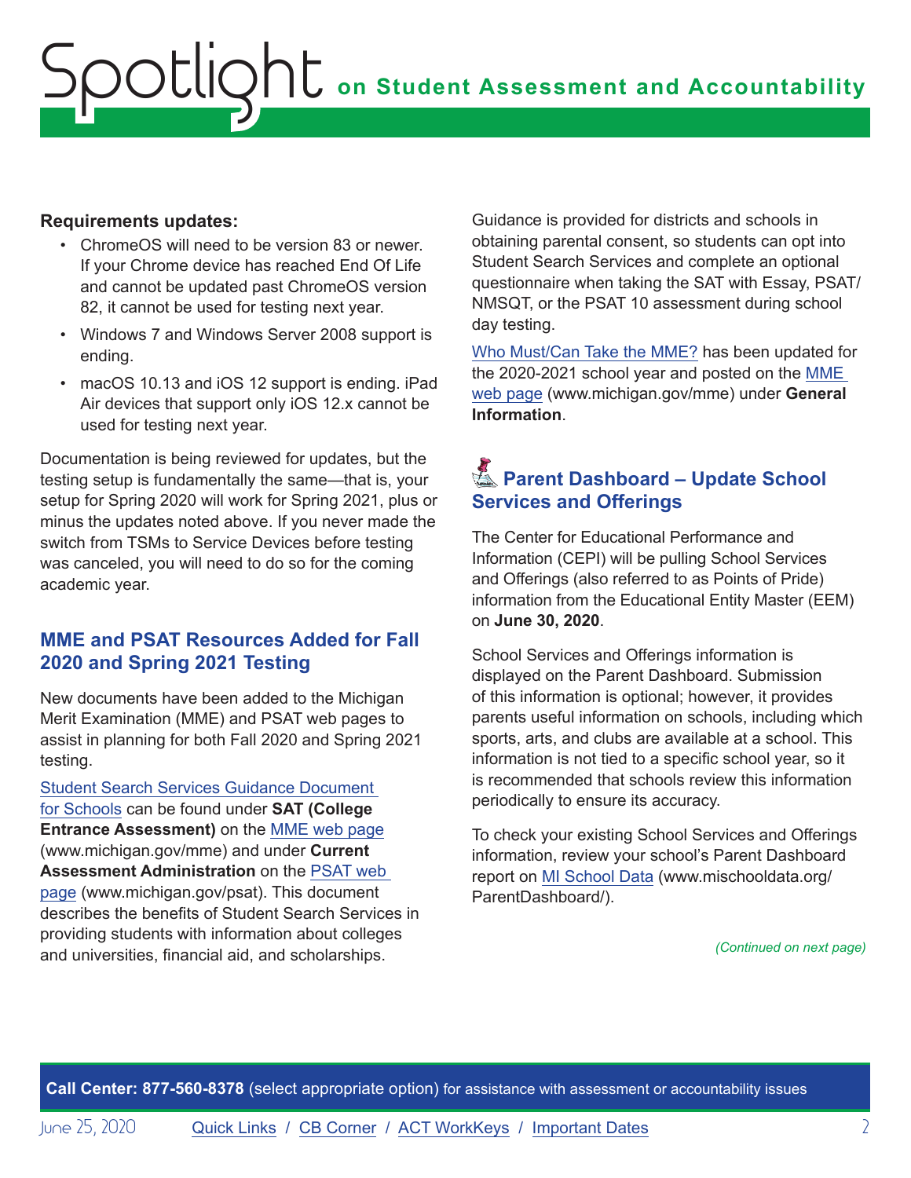**Requirements updates:**

- ChromeOS will need to be version 83 or newer. If your Chrome device has reached End Of Life and cannot be updated past ChromeOS version 82, it cannot be used for testing next year.
- Windows 7 and Windows Server 2008 support is ending.
- macOS 10.13 and iOS 12 support is ending. iPad Air devices that support only iOS 12.x cannot be used for testing next year.

Documentation is being reviewed for updates, but the testing setup is fundamentally the same—that is, your setup for Spring 2020 will work for Spring 2021, plus or minus the updates noted above. If you never made the switch from TSMs to Service Devices before testing was canceled, you will need to do so for the coming academic year.

## MME and PSAT Resources Added for Fall 2020 and Spring 2021 Testing

New documents have been added to the Michigan Merit Examination (MME) and PSAT web pages to assist in planning for both Fall 2020 and Spring 2021 testing.

Student Search Services Guidance Document for Schools can be found under **SAT (College Entrance Assessment)** on the MME web page (www.michigan.gov/mme) and under **Current Assessment Administration** on the PSAT web page (www.michigan.gov/psat). This document describes the benefits of Student Search Services in providing students with information about colleges and universities, financial aid, and scholarships.

Guidance is provided for districts and schools in obtaining parental consent, so students can opt into Student Search Services and complete an optional questionnaire when taking the SAT with Essay, PSAT/NMSQT, or the PSAT 10 assessment during school day testing.

Who Must/Can Take the MME? has been updated for the 2020-2021 school year and posted on the MME web page (www.michigan.gov/mme) under **General Information**.

## Parent Dashboard – Update School Services and Offerings

The Center for Educational Performance and Information (CEPI) will be pulling School Services and Offerings (also referred to as Points of Pride) information from the Educational Entity Master (EEM) on **June 30, 2020**.

School Services and Offerings information is displayed on the Parent Dashboard. Submission of this information is optional; however, it provides parents useful information on schools, including which sports, arts, and clubs are available at a school. This information is not tied to a specific school year, so it is recommended that schools review this information periodically to ensure its accuracy.

To check your existing School Services and Offerings information, review your school's Parent Dashboard report on MI School Data (www.mischooldata.org/ParentDashboard/).

*(Continued on next page)*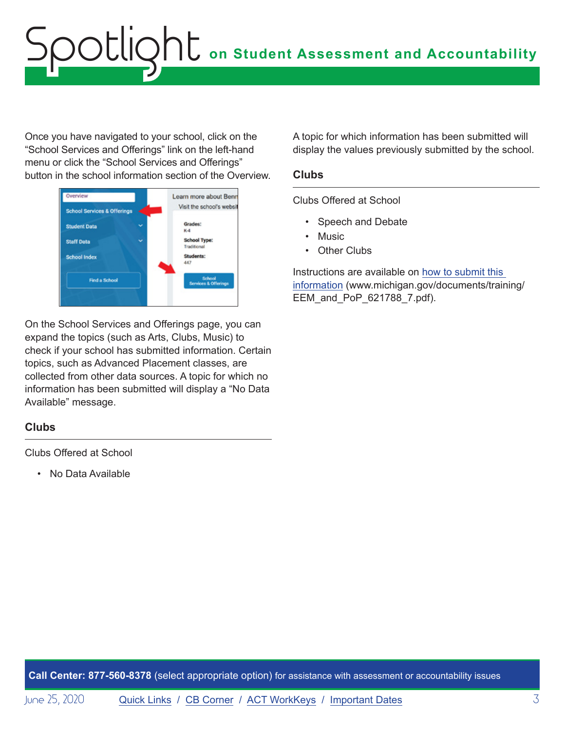Once you have navigated to your school, click on the "School Services and Offerings" link on the left-hand menu or click the "School Services and Offerings" button in the school information section of the Overview.

On the School Services and Offerings page, you can expand the topics (such as Arts, Clubs, Music) to check if your school has submitted information. Certain topics, such as Advanced Placement classes, are collected from other data sources. A topic for which no information has been submitted will display a "No Data Available" message.

**Clubs**

---

Clubs Offered at School

- No Data Available

A topic for which information has been submitted will display the values previously submitted by the school.

**Clubs**

---

Clubs Offered at School

- Speech and Debate
- Music
- Other Clubs

Instructions are available on [how to submit this information](www.michigan.gov/documents/training/EEM_and_PoP_621788_7.pdf) (www.michigan.gov/documents/training/EEM_and_PoP_621788_7.pdf).

**Call Center: 877-560-8378** (select appropriate option) for assistance with assessment or accountability issues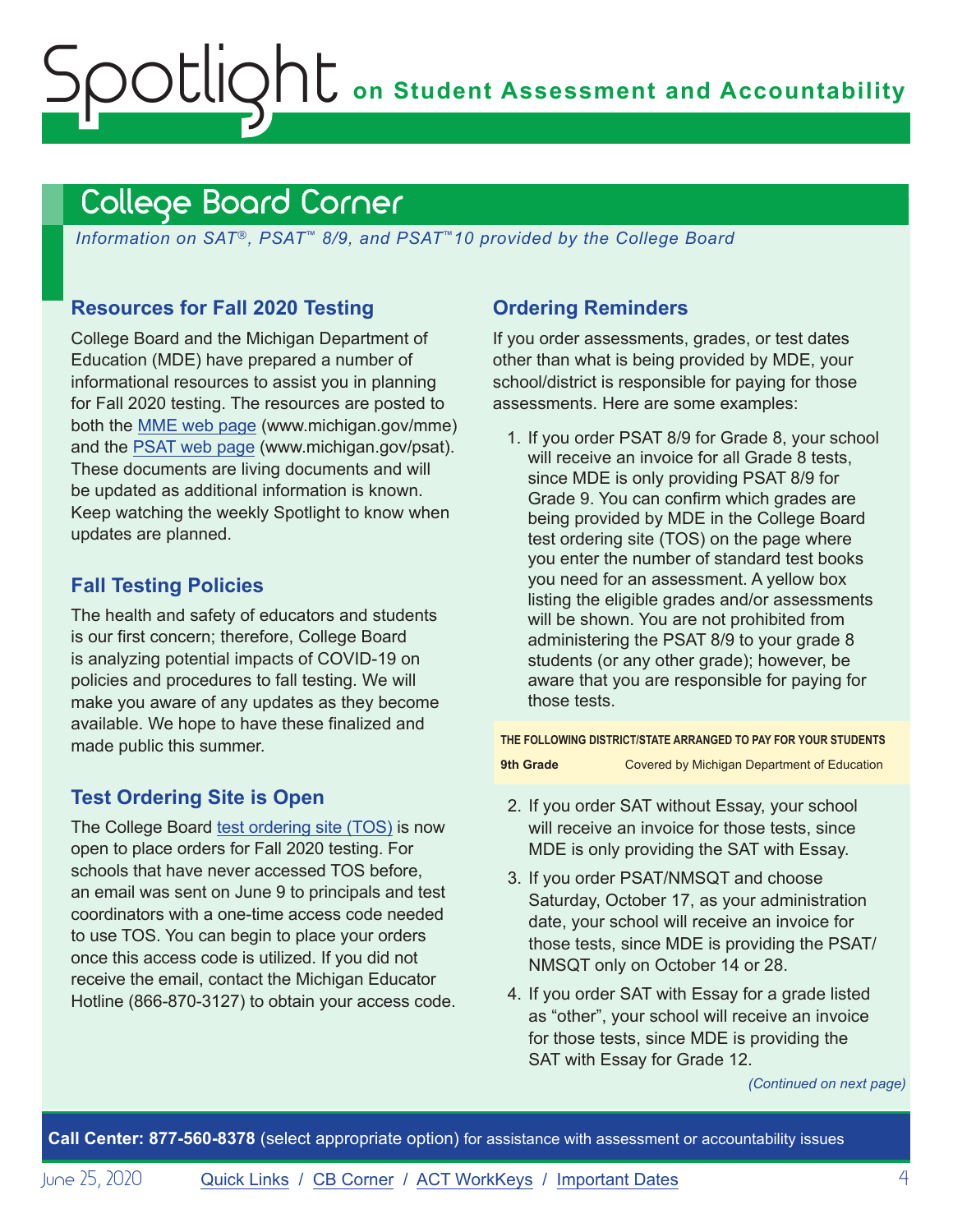# College Board Corner

*Information on SAT®, PSAT™ 8/9, and PSAT™10 provided by the College Board*

### Resources for Fall 2020 Testing

College Board and the Michigan Department of Education (MDE) have prepared a number of informational resources to assist you in planning for Fall 2020 testing. The resources are posted to both the MME web page (www.michigan.gov/mme) and the PSAT web page (www.michigan.gov/psat). These documents are living documents and will be updated as additional information is known. Keep watching the weekly Spotlight to know when updates are planned.

### Fall Testing Policies

The health and safety of educators and students is our first concern; therefore, College Board is analyzing potential impacts of COVID-19 on policies and procedures to fall testing. We will make you aware of any updates as they become available. We hope to have these finalized and made public this summer.

### Test Ordering Site is Open

The College Board test ordering site (TOS) is now open to place orders for Fall 2020 testing. For schools that have never accessed TOS before, an email was sent on June 9 to principals and test coordinators with a one-time access code needed to use TOS. You can begin to place your orders once this access code is utilized. If you did not receive the email, contact the Michigan Educator Hotline (866-870-3127) to obtain your access code.

### Ordering Reminders

If you order assessments, grades, or test dates other than what is being provided by MDE, your school/district is responsible for paying for those assessments. Here are some examples:

1. If you order PSAT 8/9 for Grade 8, your school will receive an invoice for all Grade 8 tests, since MDE is only providing PSAT 8/9 for Grade 9. You can confirm which grades are being provided by MDE in the College Board test ordering site (TOS) on the page where you enter the number of standard test books you need for an assessment. A yellow box listing the eligible grades and/or assessments will be shown. You are not prohibited from administering the PSAT 8/9 to your grade 8 students (or any other grade); however, be aware that you are responsible for paying for those tests.

| THE FOLLOWING DISTRICT/STATE ARRANGED TO PAY FOR YOUR STUDENTS | |
|---|---|
| **9th Grade** | Covered by Michigan Department of Education |

2. If you order SAT without Essay, your school will receive an invoice for those tests, since MDE is only providing the SAT with Essay.
3. If you order PSAT/NMSQT and choose Saturday, October 17, as your administration date, your school will receive an invoice for those tests, since MDE is providing the PSAT/NMSQT only on October 14 or 28.
4. If you order SAT with Essay for a grade listed as "other", your school will receive an invoice for those tests, since MDE is providing the SAT with Essay for Grade 12.

*(Continued on next page)*

**Call Center: 877-560-8378** (select appropriate option) for assistance with assessment or accountability issues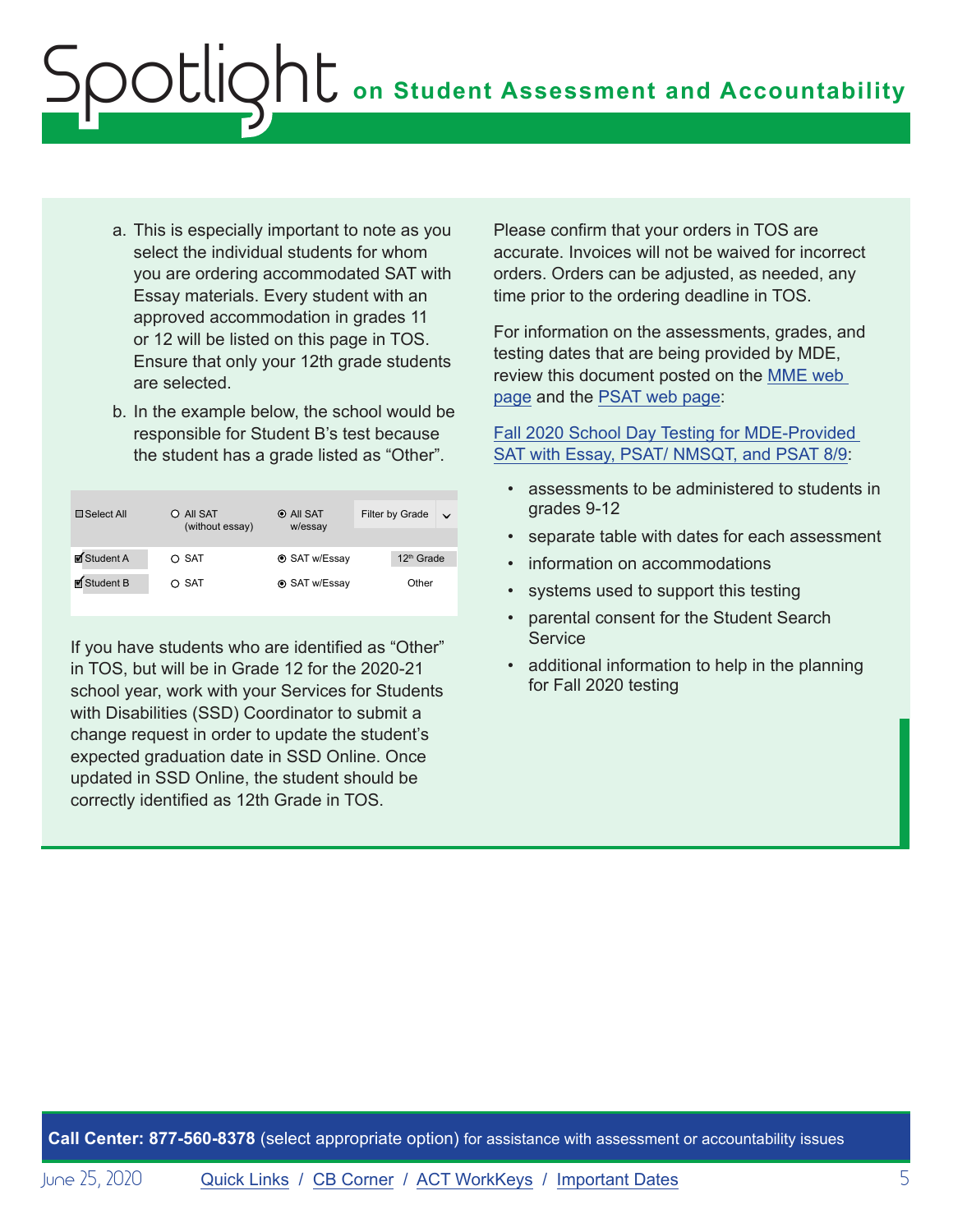a. This is especially important to note as you select the individual students for whom you are ordering accommodated SAT with Essay materials. Every student with an approved accommodation in grades 11 or 12 will be listed on this page in TOS. Ensure that only your 12th grade students are selected.

b. In the example below, the school would be responsible for Student B's test because the student has a grade listed as "Other".

| ☐ Select All | ○ All SAT (without essay) | ⦿ All SAT w/essay | Filter by Grade ⌄ |
|---|---|---|---|
| ☑ Student A | ○ SAT | ⦿ SAT w/Essay | 12th Grade |
| ☑ Student B | ○ SAT | ⦿ SAT w/Essay | Other |

If you have students who are identified as "Other" in TOS, but will be in Grade 12 for the 2020-21 school year, work with your Services for Students with Disabilities (SSD) Coordinator to submit a change request in order to update the student's expected graduation date in SSD Online. Once updated in SSD Online, the student should be correctly identified as 12th Grade in TOS.

Please confirm that your orders in TOS are accurate. Invoices will not be waived for incorrect orders. Orders can be adjusted, as needed, any time prior to the ordering deadline in TOS.

For information on the assessments, grades, and testing dates that are being provided by MDE, review this document posted on the MME web page and the PSAT web page:

Fall 2020 School Day Testing for MDE-Provided SAT with Essay, PSAT/ NMSQT, and PSAT 8/9:

- assessments to be administered to students in grades 9-12
- separate table with dates for each assessment
- information on accommodations
- systems used to support this testing
- parental consent for the Student Search Service
- additional information to help in the planning for Fall 2020 testing

**Call Center: 877-560-8378** (select appropriate option) for assistance with assessment or accountability issues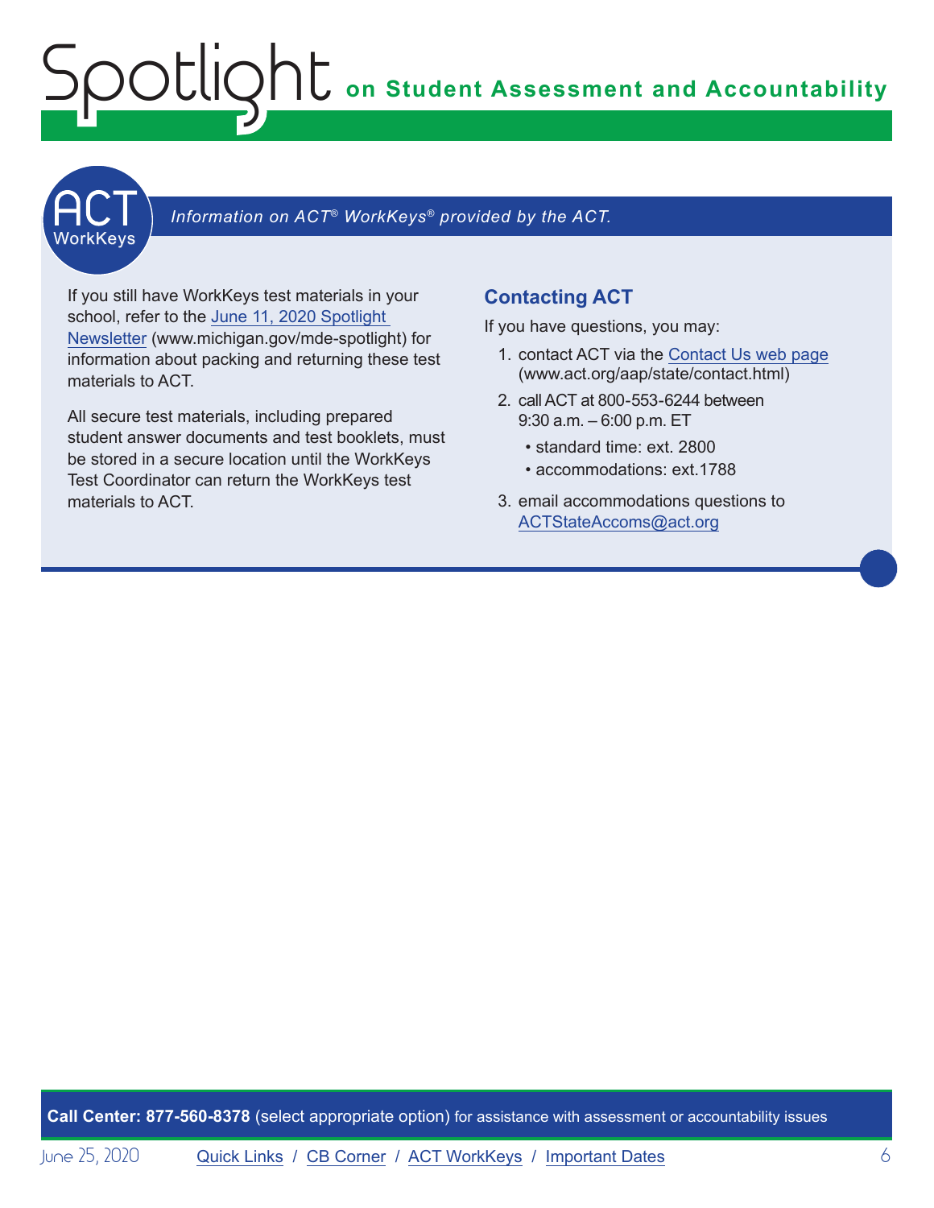## ACT WorkKeys

*Information on ACT® WorkKeys® provided by the ACT.*

If you still have WorkKeys test materials in your school, refer to the [June 11, 2020 Spotlight Newsletter](www.michigan.gov/mde-spotlight) (www.michigan.gov/mde-spotlight) for information about packing and returning these test materials to ACT.

All secure test materials, including prepared student answer documents and test booklets, must be stored in a secure location until the WorkKeys Test Coordinator can return the WorkKeys test materials to ACT.

### Contacting ACT

If you have questions, you may:

1. contact ACT via the [Contact Us web page](www.act.org/aap/state/contact.html) (www.act.org/aap/state/contact.html)
2. call ACT at 800-553-6244 between 9:30 a.m. – 6:00 p.m. ET
   - standard time: ext. 2800
   - accommodations: ext.1788
3. email accommodations questions to ACTStateAccoms@act.org

**Call Center: 877-560-8378** (select appropriate option) for assistance with assessment or accountability issues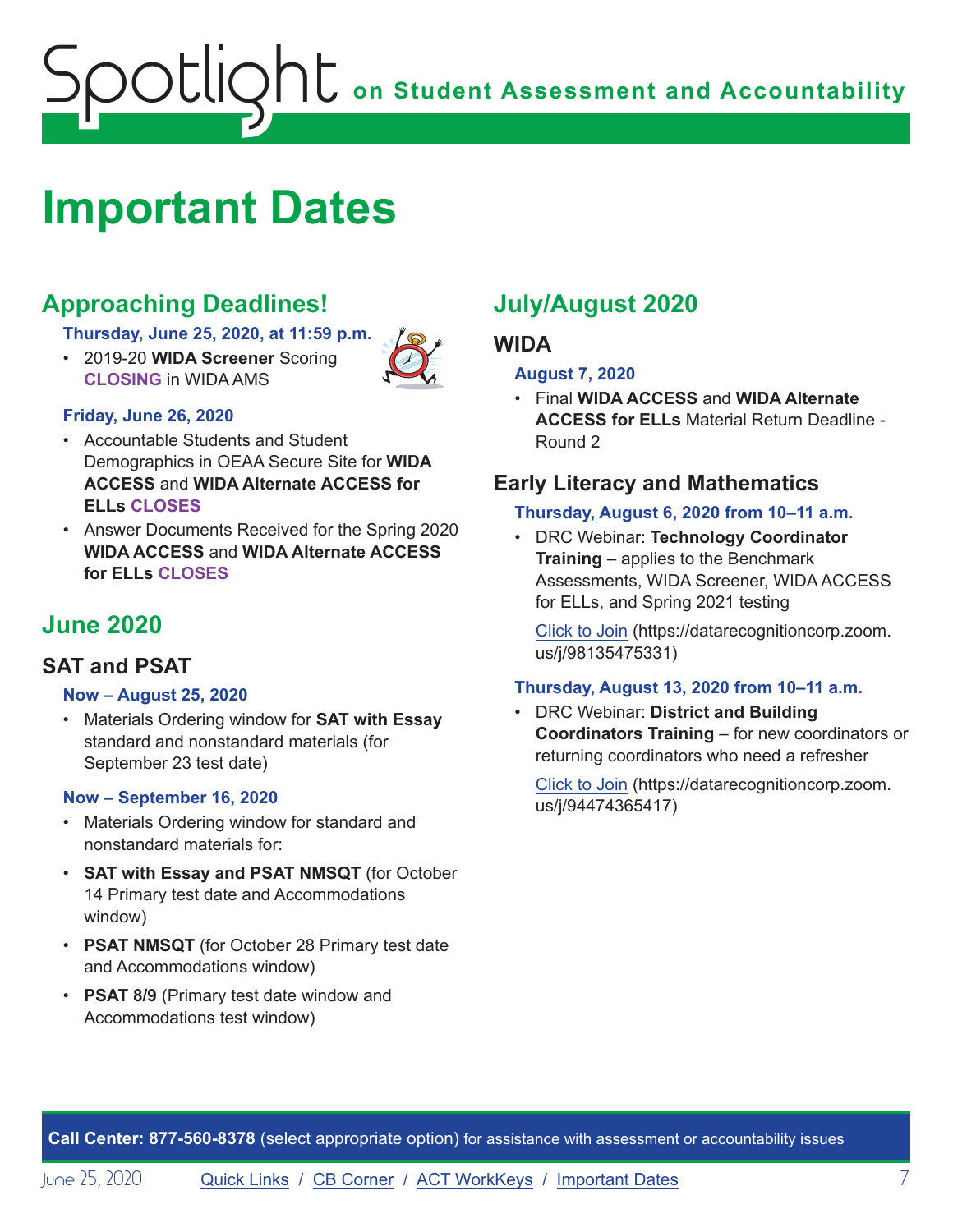# Important Dates

## Approaching Deadlines!

**Thursday, June 25, 2020, at 11:59 p.m.**

- 2019-20 **WIDA Screener** Scoring **CLOSING** in WIDA AMS

**Friday, June 26, 2020**

- Accountable Students and Student Demographics in OEAA Secure Site for **WIDA ACCESS** and **WIDA Alternate ACCESS for ELLs** **CLOSES**
- Answer Documents Received for the Spring 2020 **WIDA ACCESS** and **WIDA Alternate ACCESS for ELLs** **CLOSES**

## June 2020

### SAT and PSAT

**Now – August 25, 2020**

- Materials Ordering window for **SAT with Essay** standard and nonstandard materials (for September 23 test date)

**Now – September 16, 2020**

- Materials Ordering window for standard and nonstandard materials for:
- **SAT with Essay and PSAT NMSQT** (for October 14 Primary test date and Accommodations window)
- **PSAT NMSQT** (for October 28 Primary test date and Accommodations window)
- **PSAT 8/9** (Primary test date window and Accommodations test window)

## July/August 2020

### WIDA

**August 7, 2020**

- Final **WIDA ACCESS** and **WIDA Alternate ACCESS for ELLs** Material Return Deadline - Round 2

### Early Literacy and Mathematics

**Thursday, August 6, 2020 from 10–11 a.m.**

- DRC Webinar: **Technology Coordinator Training** – applies to the Benchmark Assessments, WIDA Screener, WIDA ACCESS for ELLs, and Spring 2021 testing

  Click to Join (https://datarecognitioncorp.zoom.us/j/98135475331)

**Thursday, August 13, 2020 from 10–11 a.m.**

- DRC Webinar: **District and Building Coordinators Training** – for new coordinators or returning coordinators who need a refresher

  Click to Join (https://datarecognitioncorp.zoom.us/j/94474365417)

**Call Center: 877-560-8378** (select appropriate option) for assistance with assessment or accountability issues